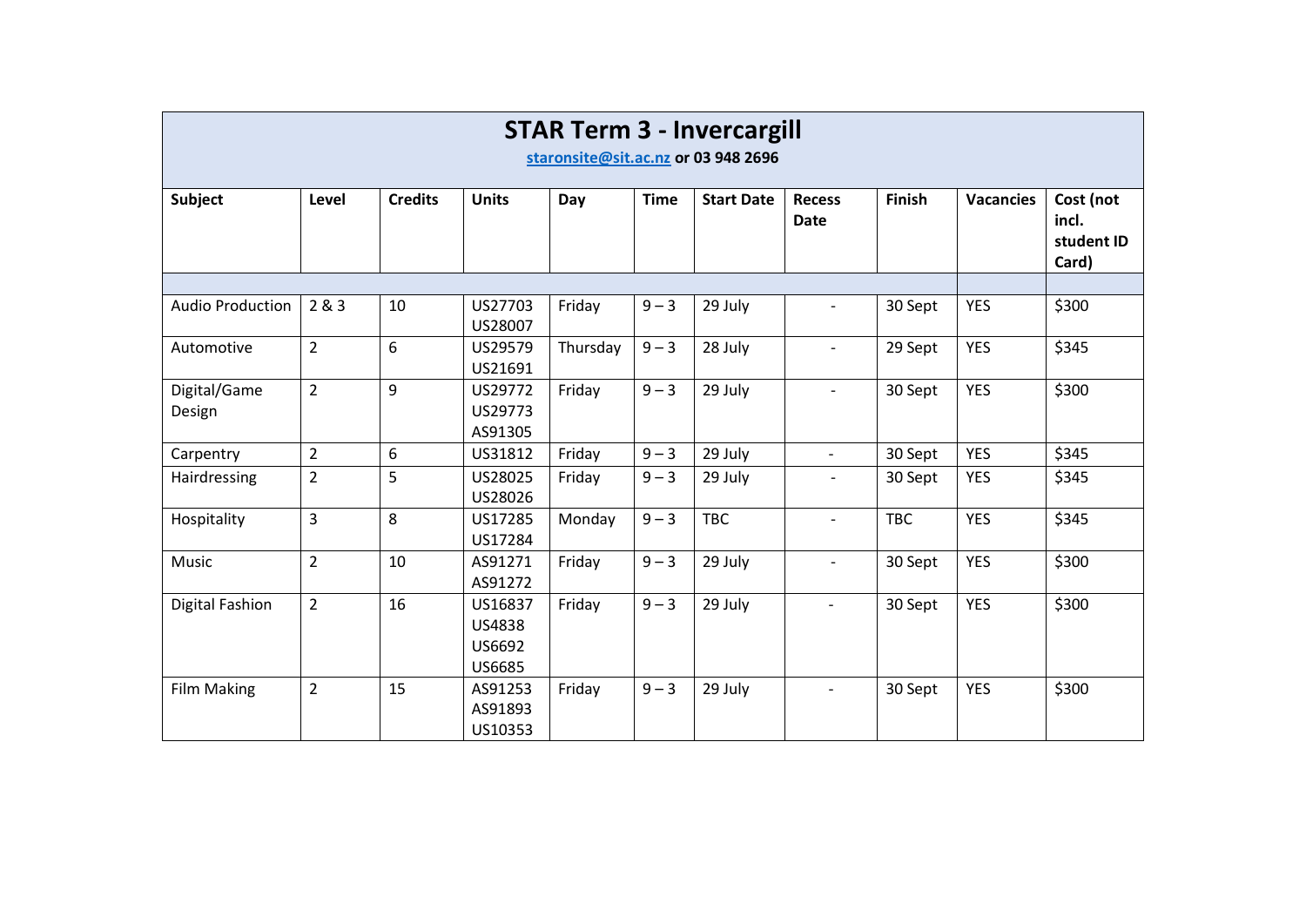# STAR Term 3 - Invercargill

**staronsite@sit.ac.nz or 03 948 2696**

| Subject | Level | Credits | Units | Day | Time | Start Date | Recess Date | Finish | Vacancies | Cost (not incl. student ID Card) |
|---|---|---|---|---|---|---|---|---|---|---|
| | | | | | | | | | | |
| Audio Production | 2 & 3 | 10 | US27703 US28007 | Friday | 9 – 3 | 29 July | - | 30 Sept | YES | $300 |
| Automotive | 2 | 6 | US29579 US21691 | Thursday | 9 – 3 | 28 July | - | 29 Sept | YES | $345 |
| Digital/Game Design | 2 | 9 | US29772 US29773 AS91305 | Friday | 9 – 3 | 29 July | - | 30 Sept | YES | $300 |
| Carpentry | 2 | 6 | US31812 | Friday | 9 – 3 | 29 July | - | 30 Sept | YES | $345 |
| Hairdressing | 2 | 5 | US28025 US28026 | Friday | 9 – 3 | 29 July | - | 30 Sept | YES | $345 |
| Hospitality | 3 | 8 | US17285 US17284 | Monday | 9 – 3 | TBC | - | TBC | YES | $345 |
| Music | 2 | 10 | AS91271 AS91272 | Friday | 9 – 3 | 29 July | - | 30 Sept | YES | $300 |
| Digital Fashion | 2 | 16 | US16837 US4838 US6692 US6685 | Friday | 9 – 3 | 29 July | - | 30 Sept | YES | $300 |
| Film Making | 2 | 15 | AS91253 AS91893 US10353 | Friday | 9 – 3 | 29 July | - | 30 Sept | YES | $300 |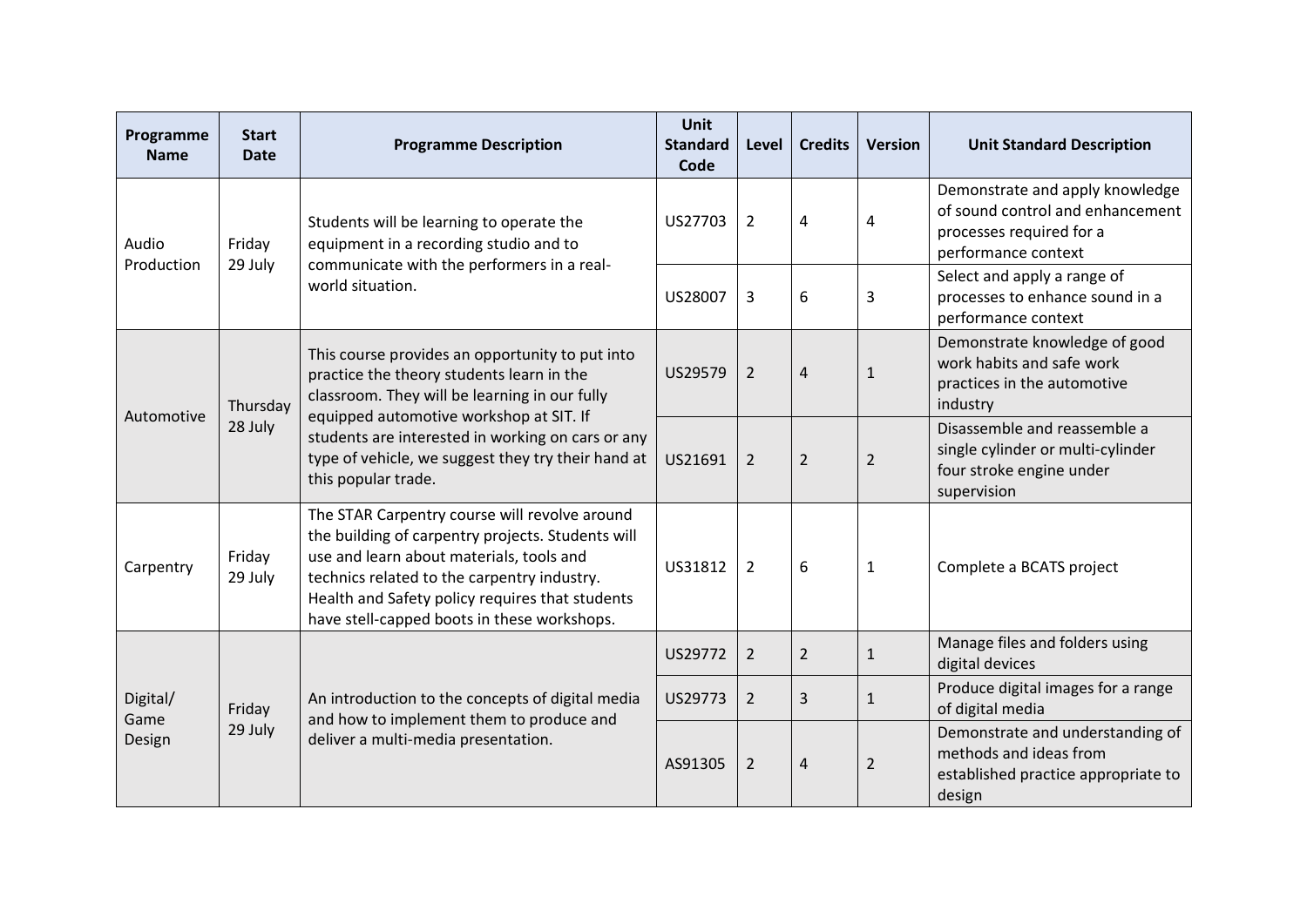| Programme Name | Start Date | Programme Description | Unit Standard Code | Level | Credits | Version | Unit Standard Description |
|---|---|---|---|---|---|---|---|
| Audio Production | Friday 29 July | Students will be learning to operate the equipment in a recording studio and to communicate with the performers in a real-world situation. | US27703 | 2 | 4 | 4 | Demonstrate and apply knowledge of sound control and enhancement processes required for a performance context |
| | | | US28007 | 3 | 6 | 3 | Select and apply a range of processes to enhance sound in a performance context |
| Automotive | Thursday 28 July | This course provides an opportunity to put into practice the theory students learn in the classroom. They will be learning in our fully equipped automotive workshop at SIT. If students are interested in working on cars or any type of vehicle, we suggest they try their hand at this popular trade. | US29579 | 2 | 4 | 1 | Demonstrate knowledge of good work habits and safe work practices in the automotive industry |
| | | | US21691 | 2 | 2 | 2 | Disassemble and reassemble a single cylinder or multi-cylinder four stroke engine under supervision |
| Carpentry | Friday 29 July | The STAR Carpentry course will revolve around the building of carpentry projects. Students will use and learn about materials, tools and technics related to the carpentry industry. Health and Safety policy requires that students have stell-capped boots in these workshops. | US31812 | 2 | 6 | 1 | Complete a BCATS project |
| Digital/ Game Design | Friday 29 July | An introduction to the concepts of digital media and how to implement them to produce and deliver a multi-media presentation. | US29772 | 2 | 2 | 1 | Manage files and folders using digital devices |
| | | | US29773 | 2 | 3 | 1 | Produce digital images for a range of digital media |
| | | | AS91305 | 2 | 4 | 2 | Demonstrate and understanding of methods and ideas from established practice appropriate to design |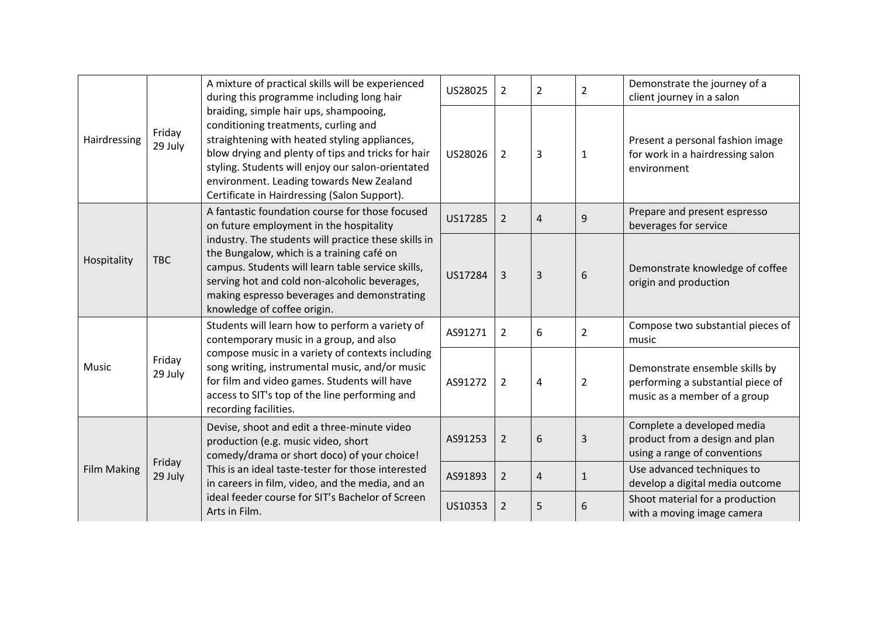| | | | | | | | |
|---|---|---|---|---|---|---|---|
| Hairdressing | Friday 29 July | A mixture of practical skills will be experienced during this programme including long hair braiding, simple hair ups, shampooing, conditioning treatments, curling and straightening with heated styling appliances, blow drying and plenty of tips and tricks for hair styling. Students will enjoy our salon-orientated environment. Leading towards New Zealand Certificate in Hairdressing (Salon Support). | US28025 | 2 | 2 | 2 | Demonstrate the journey of a client journey in a salon |
| | | | US28026 | 2 | 3 | 1 | Present a personal fashion image for work in a hairdressing salon environment |
| Hospitality | TBC | A fantastic foundation course for those focused on future employment in the hospitality industry. The students will practice these skills in the Bungalow, which is a training café on campus. Students will learn table service skills, serving hot and cold non-alcoholic beverages, making espresso beverages and demonstrating knowledge of coffee origin. | US17285 | 2 | 4 | 9 | Prepare and present espresso beverages for service |
| | | | US17284 | 3 | 3 | 6 | Demonstrate knowledge of coffee origin and production |
| Music | Friday 29 July | Students will learn how to perform a variety of contemporary music in a group, and also compose music in a variety of contexts including song writing, instrumental music, and/or music for film and video games. Students will have access to SIT's top of the line performing and recording facilities. | AS91271 | 2 | 6 | 2 | Compose two substantial pieces of music |
| | | | AS91272 | 2 | 4 | 2 | Demonstrate ensemble skills by performing a substantial piece of music as a member of a group |
| Film Making | Friday 29 July | Devise, shoot and edit a three-minute video production (e.g. music video, short comedy/drama or short doco) of your choice! This is an ideal taste-tester for those interested in careers in film, video, and the media, and an ideal feeder course for SIT's Bachelor of Screen Arts in Film. | AS91253 | 2 | 6 | 3 | Complete a developed media product from a design and plan using a range of conventions |
| | | | AS91893 | 2 | 4 | 1 | Use advanced techniques to develop a digital media outcome |
| | | | US10353 | 2 | 5 | 6 | Shoot material for a production with a moving image camera |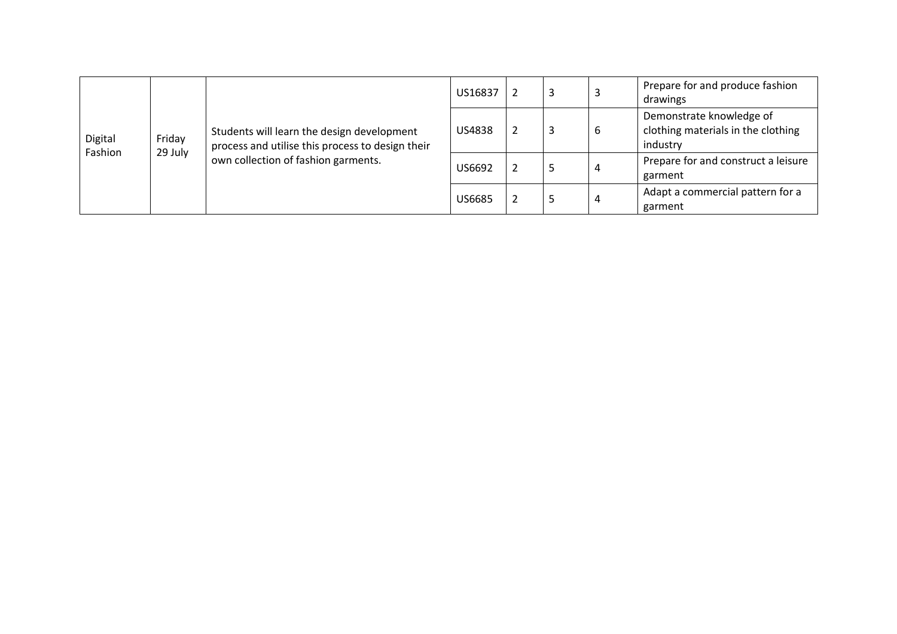| | | | | | | | |
|---|---|---|---|---|---|---|---|
| Digital Fashion | Friday 29 July | Students will learn the design development process and utilise this process to design their own collection of fashion garments. | US16837 | 2 | 3 | 3 | Prepare for and produce fashion drawings |
| | | | US4838 | 2 | 3 | 6 | Demonstrate knowledge of clothing materials in the clothing industry |
| | | | US6692 | 2 | 5 | 4 | Prepare for and construct a leisure garment |
| | | | US6685 | 2 | 5 | 4 | Adapt a commercial pattern for a garment |